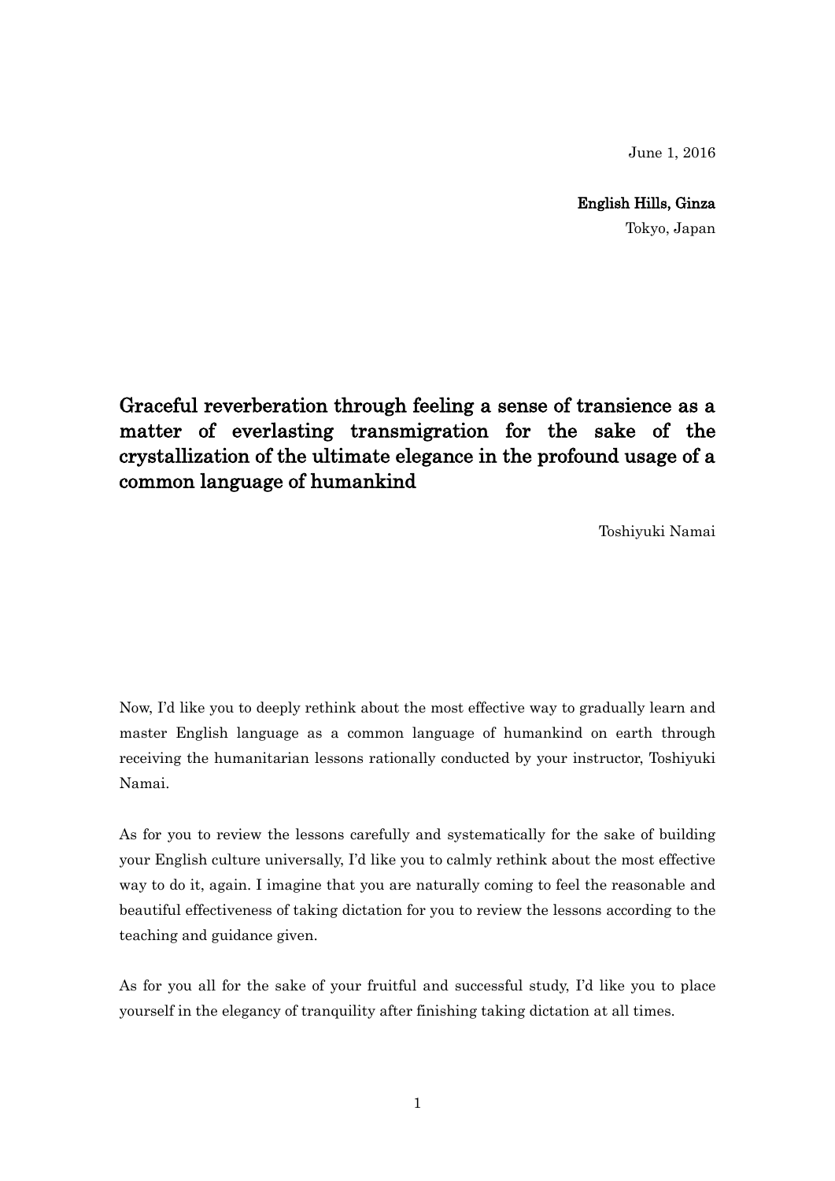June 1, 2016

**English Hills, Ginza**
Tokyo, Japan

# Graceful reverberation through feeling a sense of transience as a matter of everlasting transmigration for the sake of the crystallization of the ultimate elegance in the profound usage of a common language of humankind

Toshiyuki Namai

Now, I'd like you to deeply rethink about the most effective way to gradually learn and master English language as a common language of humankind on earth through receiving the humanitarian lessons rationally conducted by your instructor, Toshiyuki Namai.

As for you to review the lessons carefully and systematically for the sake of building your English culture universally, I'd like you to calmly rethink about the most effective way to do it, again. I imagine that you are naturally coming to feel the reasonable and beautiful effectiveness of taking dictation for you to review the lessons according to the teaching and guidance given.

As for you all for the sake of your fruitful and successful study, I'd like you to place yourself in the elegancy of tranquility after finishing taking dictation at all times.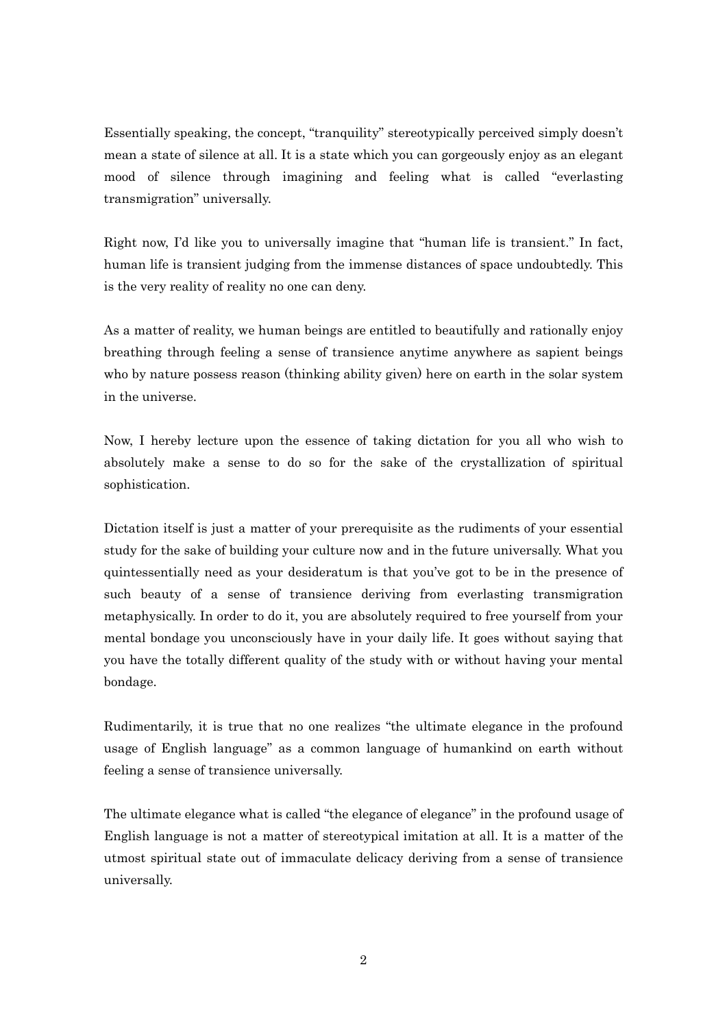Essentially speaking, the concept, "tranquility" stereotypically perceived simply doesn't mean a state of silence at all. It is a state which you can gorgeously enjoy as an elegant mood of silence through imagining and feeling what is called "everlasting transmigration" universally.

Right now, I'd like you to universally imagine that "human life is transient." In fact, human life is transient judging from the immense distances of space undoubtedly. This is the very reality of reality no one can deny.

As a matter of reality, we human beings are entitled to beautifully and rationally enjoy breathing through feeling a sense of transience anytime anywhere as sapient beings who by nature possess reason (thinking ability given) here on earth in the solar system in the universe.

Now, I hereby lecture upon the essence of taking dictation for you all who wish to absolutely make a sense to do so for the sake of the crystallization of spiritual sophistication.

Dictation itself is just a matter of your prerequisite as the rudiments of your essential study for the sake of building your culture now and in the future universally. What you quintessentially need as your desideratum is that you've got to be in the presence of such beauty of a sense of transience deriving from everlasting transmigration metaphysically. In order to do it, you are absolutely required to free yourself from your mental bondage you unconsciously have in your daily life. It goes without saying that you have the totally different quality of the study with or without having your mental bondage.

Rudimentarily, it is true that no one realizes "the ultimate elegance in the profound usage of English language" as a common language of humankind on earth without feeling a sense of transience universally.

The ultimate elegance what is called "the elegance of elegance" in the profound usage of English language is not a matter of stereotypical imitation at all. It is a matter of the utmost spiritual state out of immaculate delicacy deriving from a sense of transience universally.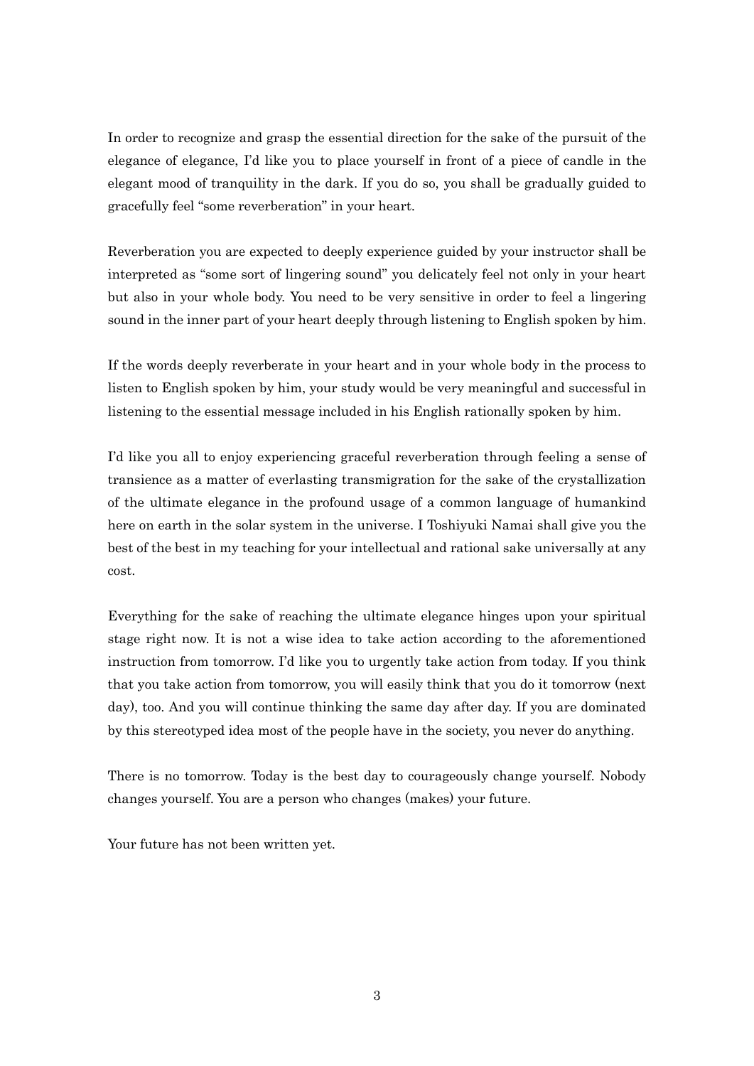In order to recognize and grasp the essential direction for the sake of the pursuit of the elegance of elegance, I'd like you to place yourself in front of a piece of candle in the elegant mood of tranquility in the dark. If you do so, you shall be gradually guided to gracefully feel "some reverberation" in your heart.

Reverberation you are expected to deeply experience guided by your instructor shall be interpreted as "some sort of lingering sound" you delicately feel not only in your heart but also in your whole body. You need to be very sensitive in order to feel a lingering sound in the inner part of your heart deeply through listening to English spoken by him.

If the words deeply reverberate in your heart and in your whole body in the process to listen to English spoken by him, your study would be very meaningful and successful in listening to the essential message included in his English rationally spoken by him.

I'd like you all to enjoy experiencing graceful reverberation through feeling a sense of transience as a matter of everlasting transmigration for the sake of the crystallization of the ultimate elegance in the profound usage of a common language of humankind here on earth in the solar system in the universe. I Toshiyuki Namai shall give you the best of the best in my teaching for your intellectual and rational sake universally at any cost.

Everything for the sake of reaching the ultimate elegance hinges upon your spiritual stage right now. It is not a wise idea to take action according to the aforementioned instruction from tomorrow. I'd like you to urgently take action from today. If you think that you take action from tomorrow, you will easily think that you do it tomorrow (next day), too. And you will continue thinking the same day after day. If you are dominated by this stereotyped idea most of the people have in the society, you never do anything.

There is no tomorrow. Today is the best day to courageously change yourself. Nobody changes yourself. You are a person who changes (makes) your future.

Your future has not been written yet.